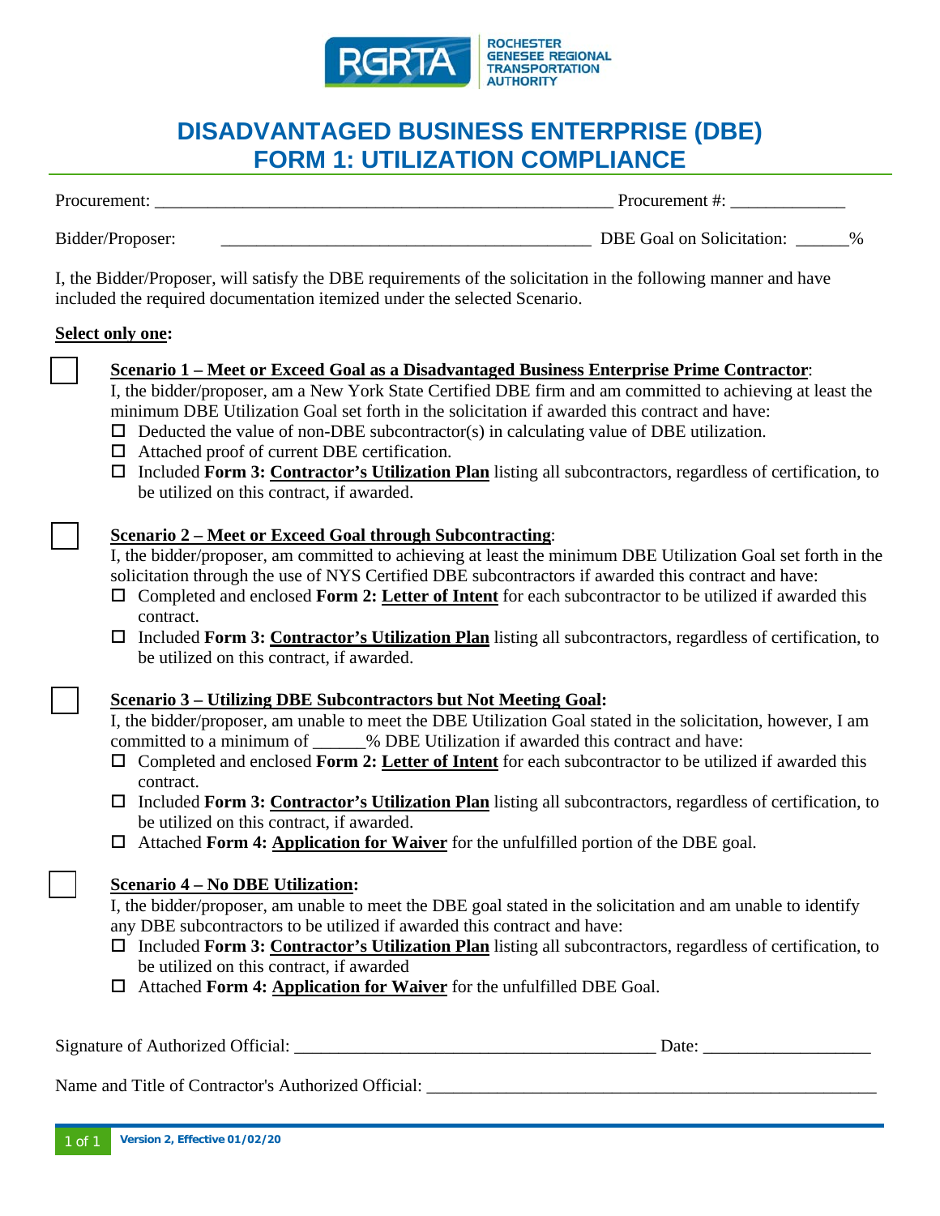ROCHESTER GENESEE REGIONAL TRANSPORTATION AUTHORITY

# DISADVANTAGED BUSINESS ENTERPRISE (DBE)
# FORM 1: UTILIZATION COMPLIANCE

Procurement: ______________________________________________________ Procurement #: _____________

Bidder/Proposer: __________________________________________ DBE Goal on Solicitation: ______%

I, the Bidder/Proposer, will satisfy the DBE requirements of the solicitation in the following manner and have included the required documentation itemized under the selected Scenario.

**Select only one:**

☐ **Scenario 1 – Meet or Exceed Goal as a Disadvantaged Business Enterprise Prime Contractor**:
I, the bidder/proposer, am a New York State Certified DBE firm and am committed to achieving at least the minimum DBE Utilization Goal set forth in the solicitation if awarded this contract and have:

- ☐ Deducted the value of non-DBE subcontractor(s) in calculating value of DBE utilization.
- ☐ Attached proof of current DBE certification.
- ☐ Included **Form 3: Contractor's Utilization Plan** listing all subcontractors, regardless of certification, to be utilized on this contract, if awarded.

☐ **Scenario 2 – Meet or Exceed Goal through Subcontracting**:
I, the bidder/proposer, am committed to achieving at least the minimum DBE Utilization Goal set forth in the solicitation through the use of NYS Certified DBE subcontractors if awarded this contract and have:

- ☐ Completed and enclosed **Form 2: Letter of Intent** for each subcontractor to be utilized if awarded this contract.
- ☐ Included **Form 3: Contractor's Utilization Plan** listing all subcontractors, regardless of certification, to be utilized on this contract, if awarded.

☐ **Scenario 3 – Utilizing DBE Subcontractors but Not Meeting Goal:**
I, the bidder/proposer, am unable to meet the DBE Utilization Goal stated in the solicitation, however, I am committed to a minimum of ______% DBE Utilization if awarded this contract and have:

- ☐ Completed and enclosed **Form 2: Letter of Intent** for each subcontractor to be utilized if awarded this contract.
- ☐ Included **Form 3: Contractor's Utilization Plan** listing all subcontractors, regardless of certification, to be utilized on this contract, if awarded.
- ☐ Attached **Form 4: Application for Waiver** for the unfulfilled portion of the DBE goal.

☐ **Scenario 4 – No DBE Utilization:**
I, the bidder/proposer, am unable to meet the DBE goal stated in the solicitation and am unable to identify any DBE subcontractors to be utilized if awarded this contract and have:

- ☐ Included **Form 3: Contractor's Utilization Plan** listing all subcontractors, regardless of certification, to be utilized on this contract, if awarded
- ☐ Attached **Form 4: Application for Waiver** for the unfulfilled DBE Goal.

Signature of Authorized Official: _________________________________________ Date: ___________________

Name and Title of Contractor's Authorized Official: ___________________________________________________

Version 2, Effective 01/02/20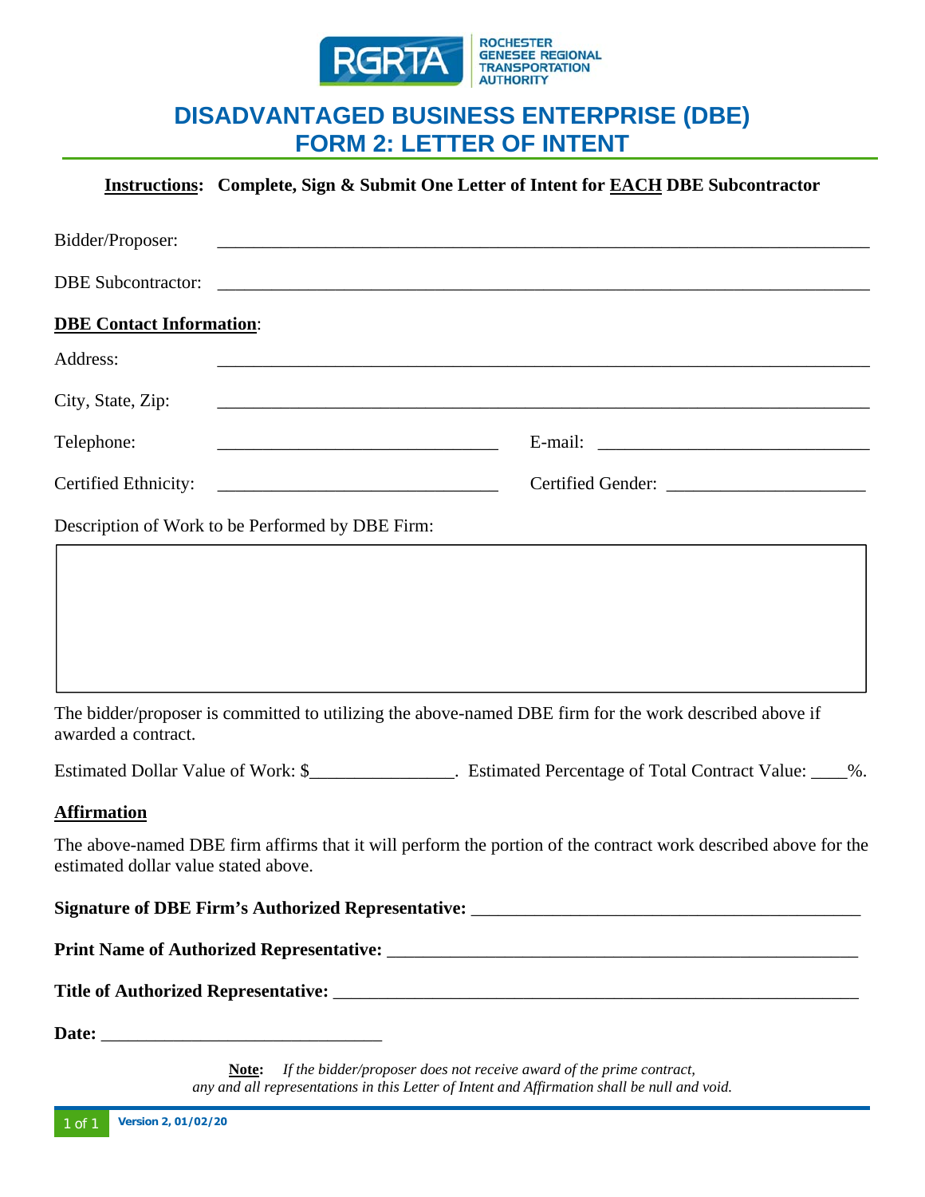# DISADVANTAGED BUSINESS ENTERPRISE (DBE)
## FORM 2: LETTER OF INTENT

**Instructions: Complete, Sign & Submit One Letter of Intent for EACH DBE Subcontractor**

Bidder/Proposer: ______________________________________________________________________

DBE Subcontractor: ______________________________________________________________________

**DBE Contact Information**:

Address: ______________________________________________________________________

City, State, Zip: ______________________________________________________________________

Telephone: ______________________________ E-mail: ______________________________

Certified Ethnicity: ______________________________ Certified Gender: ______________________

Description of Work to be Performed by DBE Firm:

| |
|---|
| |

The bidder/proposer is committed to utilizing the above-named DBE firm for the work described above if awarded a contract.

Estimated Dollar Value of Work: $_______________. Estimated Percentage of Total Contract Value: ____%.

**Affirmation**

The above-named DBE firm affirms that it will perform the portion of the contract work described above for the estimated dollar value stated above.

**Signature of DBE Firm's Authorized Representative:** ____________________________________________

**Print Name of Authorized Representative:** ____________________________________________________

**Title of Authorized Representative:** ________________________________________________________

**Date:** ______________________________

**Note:** *If the bidder/proposer does not receive award of the prime contract, any and all representations in this Letter of Intent and Affirmation shall be null and void.*

Version 2, 01/02/20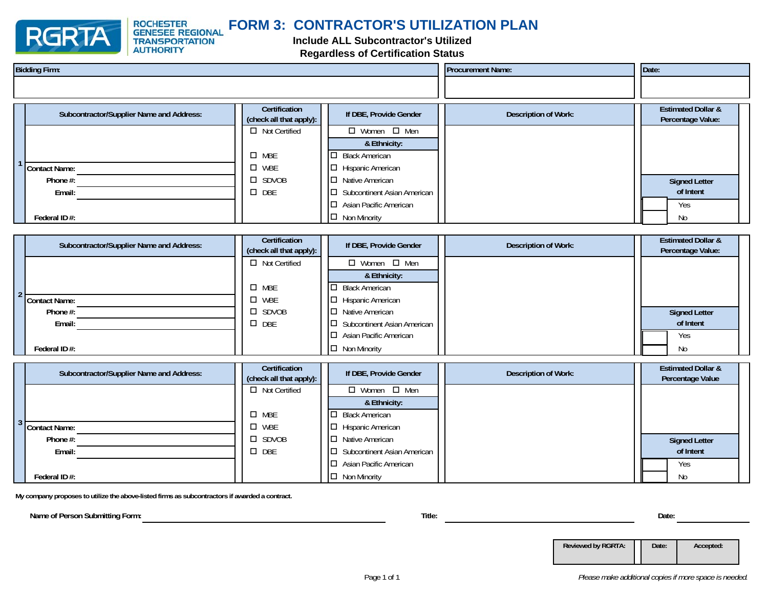ROCHESTER GENESEE REGIONAL TRANSPORTATION AUTHORITY

# FORM 3: CONTRACTOR'S UTILIZATION PLAN

**Include ALL Subcontractor's Utilized Regardless of Certification Status**

| Bidding Firm: | Procurement Name: | Date: |
|---|---|---|
| | | |

| # | Subcontractor/Supplier Name and Address: | Certification (check all that apply): | If DBE, Provide Gender | Description of Work: | Estimated Dollar & Percentage Value: |
|---|---|---|---|---|---|
| 1 | | ☐ Not Certified | ☐ Women ☐ Men | | |
| | | | **& Ethnicity:** | | |
| | | ☐ MBE | ☐ Black American | | |
| | Contact Name: | ☐ WBE | ☐ Hispanic American | | |
| | Phone #: | ☐ SDVOB | ☐ Native American | | **Signed Letter of Intent** |
| | Email: | ☐ DBE | ☐ Subcontinent Asian American | | |
| | | | ☐ Asian Pacific American | | ☐ Yes |
| | Federal ID #: | | ☐ Non Minority | | ☐ No |

| # | Subcontractor/Supplier Name and Address: | Certification (check all that apply): | If DBE, Provide Gender | Description of Work: | Estimated Dollar & Percentage Value: |
|---|---|---|---|---|---|
| 2 | | ☐ Not Certified | ☐ Women ☐ Men | | |
| | | | **& Ethnicity:** | | |
| | | ☐ MBE | ☐ Black American | | |
| | Contact Name: | ☐ WBE | ☐ Hispanic American | | |
| | Phone #: | ☐ SDVOB | ☐ Native American | | **Signed Letter of Intent** |
| | Email: | ☐ DBE | ☐ Subcontinent Asian American | | |
| | | | ☐ Asian Pacific American | | ☐ Yes |
| | Federal ID #: | | ☐ Non Minority | | ☐ No |

| # | Subcontractor/Supplier Name and Address: | Certification (check all that apply): | If DBE, Provide Gender | Description of Work: | Estimated Dollar & Percentage Value |
|---|---|---|---|---|---|
| 3 | | ☐ Not Certified | ☐ Women ☐ Men | | |
| | | | **& Ethnicity:** | | |
| | | ☐ MBE | ☐ Black American | | |
| | Contact Name: | ☐ WBE | ☐ Hispanic American | | |
| | Phone #: | ☐ SDVOB | ☐ Native American | | **Signed Letter of Intent** |
| | Email: | ☐ DBE | ☐ Subcontinent Asian American | | |
| | | | ☐ Asian Pacific American | | ☐ Yes |
| | Federal ID #: | | ☐ Non Minority | | ☐ No |

**My company proposes to utilize the above-listed firms as subcontractors if awarded a contract.**

**Name of Person Submitting Form:** ______________________ **Title:** ______________________ **Date:** ____________

| Reviewed by RGRTA: | Date: | Accepted: |
|---|---|---|
| | | |

*Please make additional copies if more space is needed.*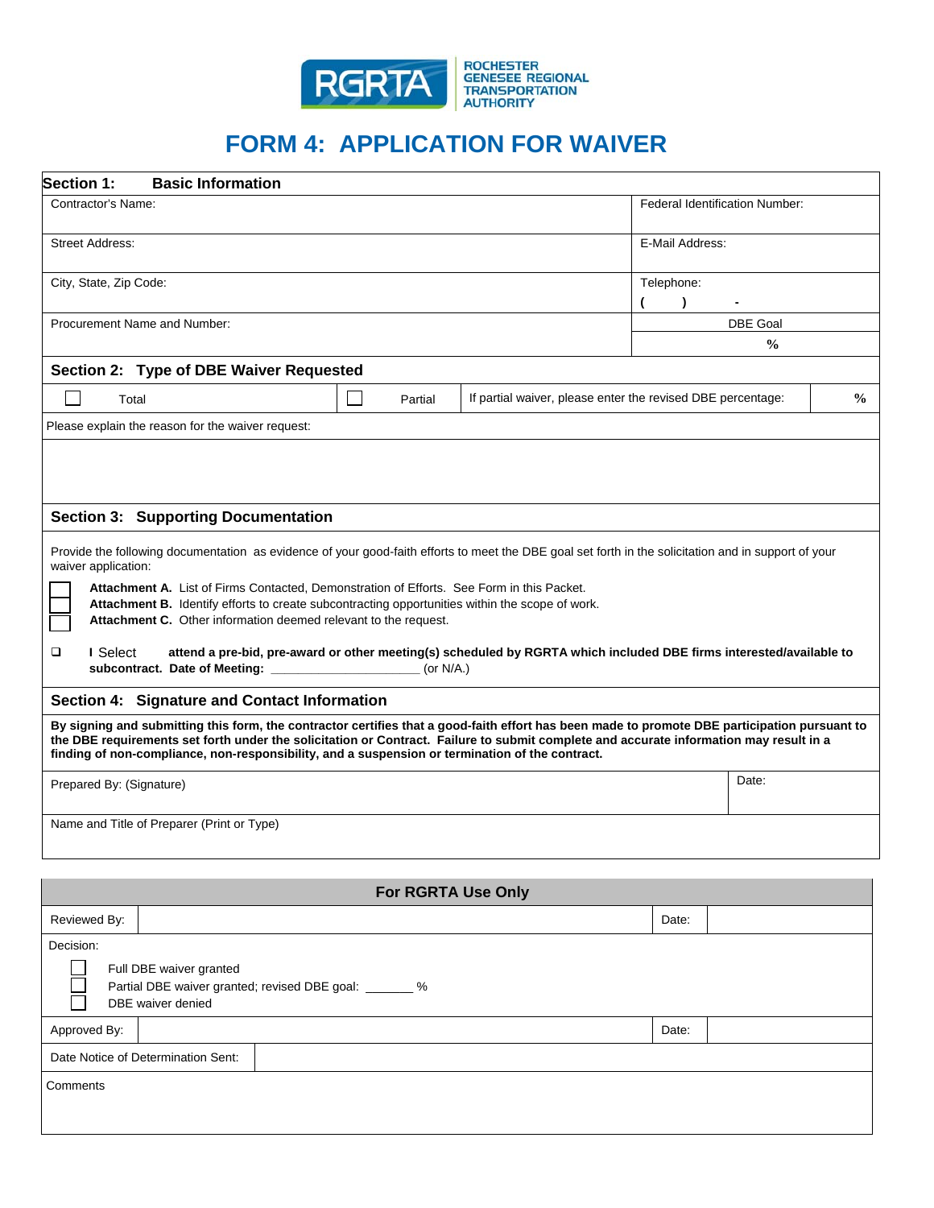ROCHESTER GENESEE REGIONAL TRANSPORTATION AUTHORITY

# FORM 4: APPLICATION FOR WAIVER

| **Section 1: Basic Information** | |
|---|---|
| Contractor's Name: | Federal Identification Number: |
| Street Address: | E-Mail Address: |
| City, State, Zip Code: | Telephone: ( ) - |
| Procurement Name and Number: | DBE Goal<br>% |

**Section 2: Type of DBE Waiver Requested**

| ☐ Total | ☐ Partial | If partial waiver, please enter the revised DBE percentage: | % |
|---|---|---|---|

Please explain the reason for the waiver request:

**Section 3: Supporting Documentation**

Provide the following documentation as evidence of your good-faith efforts to meet the DBE goal set forth in the solicitation and in support of your waiver application:

- ☐ **Attachment A.** List of Firms Contacted, Demonstration of Efforts. See Form in this Packet.
- ☐ **Attachment B.** Identify efforts to create subcontracting opportunities within the scope of work.
- ☐ **Attachment C.** Other information deemed relevant to the request.

☐ **I** Select **attend a pre-bid, pre-award or other meeting(s) scheduled by RGRTA which included DBE firms interested/available to subcontract. Date of Meeting:** ____________________ (or N/A.)

**Section 4: Signature and Contact Information**

**By signing and submitting this form, the contractor certifies that a good-faith effort has been made to promote DBE participation pursuant to the DBE requirements set forth under the solicitation or Contract. Failure to submit complete and accurate information may result in a finding of non-compliance, non-responsibility, and a suspension or termination of the contract.**

| Prepared By: (Signature) | Date: |
|---|---|
| Name and Title of Preparer (Print or Type) | |

| **For RGRTA Use Only** | | | |
|---|---|---|---|
| Reviewed By: | | Date: | |
| Decision:<br>☐ Full DBE waiver granted<br>☐ Partial DBE waiver granted; revised DBE goal: _______ %<br>☐ DBE waiver denied | | | |
| Approved By: | | Date: | |
| Date Notice of Determination Sent: | | | |
| Comments | | | |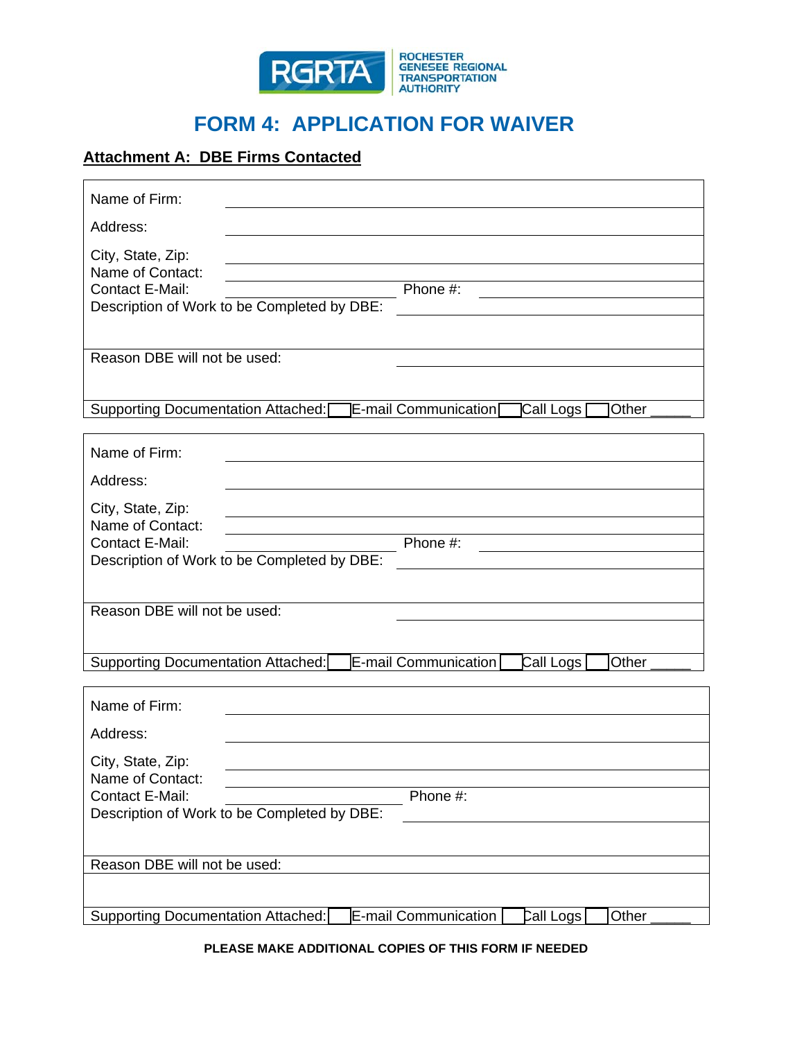ROCHESTER GENESEE REGIONAL TRANSPORTATION AUTHORITY

# FORM 4: APPLICATION FOR WAIVER

## Attachment A: DBE Firms Contacted

Name of Firm: ______________________________

Address: ______________________________

City, State, Zip: ______________________________

Name of Contact: ______________________________

Contact E-Mail: ______________ Phone #: ______________

Description of Work to be Completed by DBE: ______________________________

Reason DBE will not be used: ______________________________

Supporting Documentation Attached: ☐ E-mail Communication ☐ Call Logs ☐ Other _____

---

Name of Firm: ______________________________

Address: ______________________________

City, State, Zip: ______________________________

Name of Contact: ______________________________

Contact E-Mail: ______________ Phone #: ______________

Description of Work to be Completed by DBE: ______________________________

Reason DBE will not be used: ______________________________

Supporting Documentation Attached: ☐ E-mail Communication ☐ Call Logs ☐ Other _____

---

Name of Firm: ______________________________

Address: ______________________________

City, State, Zip: ______________________________

Name of Contact: ______________________________

Contact E-Mail: ______________ Phone #: ______________

Description of Work to be Completed by DBE: ______________________________

Reason DBE will not be used: ______________________________

Supporting Documentation Attached: ☐ E-mail Communication ☐ Call Logs ☐ Other _____

**PLEASE MAKE ADDITIONAL COPIES OF THIS FORM IF NEEDED**